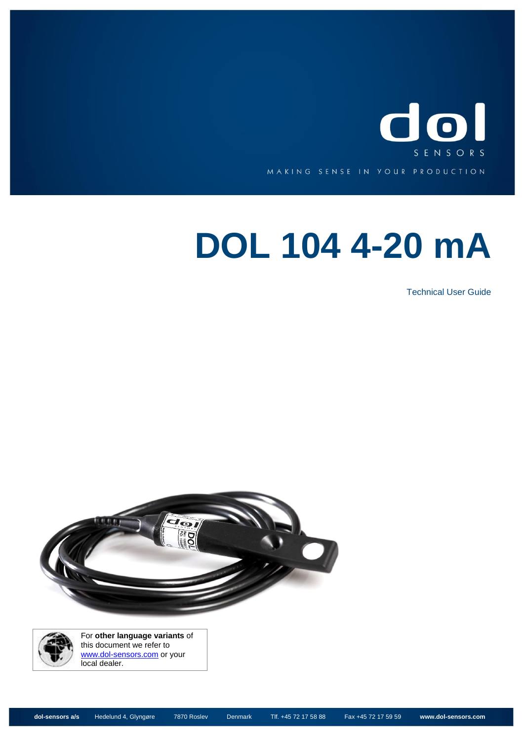dol

SENSORS

MAKING SENSE IN YOUR PRODUCTION

# DOL 104 4-20 mA

Technical User Guide

For **other language variants** of this document we refer to www.dol-sensors.com or your local dealer.

**dol-sensors a/s** Hedelund 4, Glyngøre 7870 Roslev Denmark Tlf. +45 72 17 58 88 Fax +45 72 17 59 59 **www.dol-sensors.com**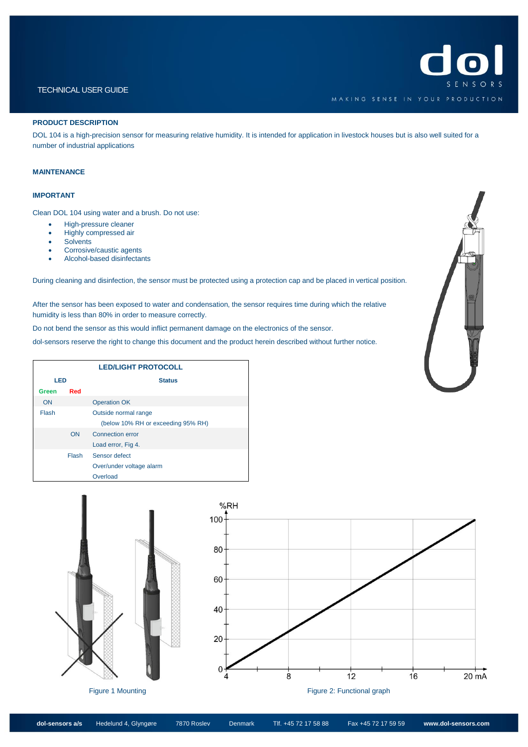TECHNICAL USER GUIDE

## PRODUCT DESCRIPTION

DOL 104 is a high-precision sensor for measuring relative humidity. It is intended for application in livestock houses but is also well suited for a number of industrial applications

## MAINTENANCE

### IMPORTANT

Clean DOL 104 using water and a brush. Do not use:

- High-pressure cleaner
- Highly compressed air
- Solvents
- Corrosive/caustic agents
- Alcohol-based disinfectants

During cleaning and disinfection, the sensor must be protected using a protection cap and be placed in vertical position.

After the sensor has been exposed to water and condensation, the sensor requires time during which the relative humidity is less than 80% in order to measure correctly.

Do not bend the sensor as this would inflict permanent damage on the electronics of the sensor.

dol-sensors reserve the right to change this document and the product herein described without further notice.

**LED/LIGHT PROTOCOLL**

| LED | | Status |
|---|---|---|
| Green | Red | |
| ON | | Operation OK |
| Flash | | Outside normal range (below 10% RH or exceeding 95% RH) |
| | ON | Connection error<br>Load error, Fig 4. |
| | Flash | Sensor defect<br>Over/under voltage alarm<br>Overload |

Figure 1 Mounting

%RH
100
80
60
40
20
0
4
8
12
16
20 mA

Figure 2: Functional graph

dol-sensors a/s Hedelund 4, Glyngøre 7870 Roslev Denmark Tlf. +45 72 17 58 88 Fax +45 72 17 59 59 www.dol-sensors.com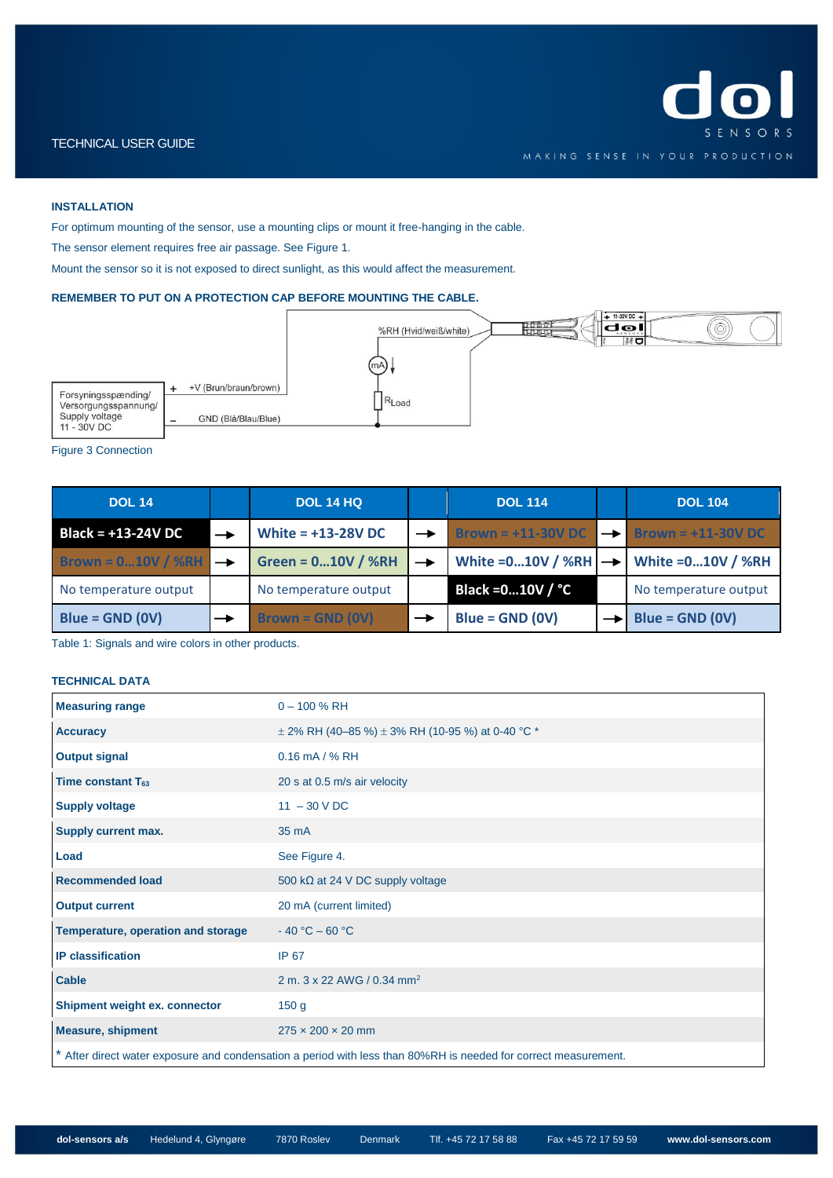## INSTALLATION

For optimum mounting of the sensor, use a mounting clips or mount it free-hanging in the cable.

The sensor element requires free air passage. See Figure 1.

Mount the sensor so it is not exposed to direct sunlight, as this would affect the measurement.

**REMEMBER TO PUT ON A PROTECTION CAP BEFORE MOUNTING THE CABLE.**

Forsyningsspænding/
Versorgungsspannung/
Supply voltage
11 - 30V DC

+ +V (Brun/braun/brown)

– GND (Blå/Blau/Blue)

%RH (Hvid/weiß/white)

mA

$R_{Load}$

Figure 3 Connection

| DOL 14 | | DOL 14 HQ | | DOL 114 | | DOL 104 |
|---|---|---|---|---|---|---|
| Black = +13-24V DC | → | White = +13-28V DC | → | Brown = +11-30V DC | → | Brown = +11-30V DC |
| Brown = 0...10V / %RH | → | Green = 0...10V / %RH | → | White =0...10V / %RH | → | White =0...10V / %RH |
| No temperature output | | No temperature output | | Black =0...10V / °C | | No temperature output |
| Blue = GND (0V) | → | Brown = GND (0V) | → | Blue = GND (0V) | → | Blue = GND (0V) |

Table 1: Signals and wire colors in other products.

## TECHNICAL DATA

| | |
|---|---|
| **Measuring range** | 0 – 100 % RH |
| **Accuracy** | ± 2% RH (40–85 %) ± 3% RH (10-95 %) at 0-40 °C * |
| **Output signal** | 0.16 mA / % RH |
| **Time constant $T_{63}$** | 20 s at 0.5 m/s air velocity |
| **Supply voltage** | 11 – 30 V DC |
| **Supply current max.** | 35 mA |
| **Load** | See Figure 4. |
| **Recommended load** | 500 kΩ at 24 V DC supply voltage |
| **Output current** | 20 mA (current limited) |
| **Temperature, operation and storage** | - 40 °C – 60 °C |
| **IP classification** | IP 67 |
| **Cable** | 2 m. 3 x 22 AWG / 0.34 mm$^2$ |
| **Shipment weight ex. connector** | 150 g |
| **Measure, shipment** | 275 × 200 × 20 mm |

* After direct water exposure and condensation a period with less than 80%RH is needed for correct measurement.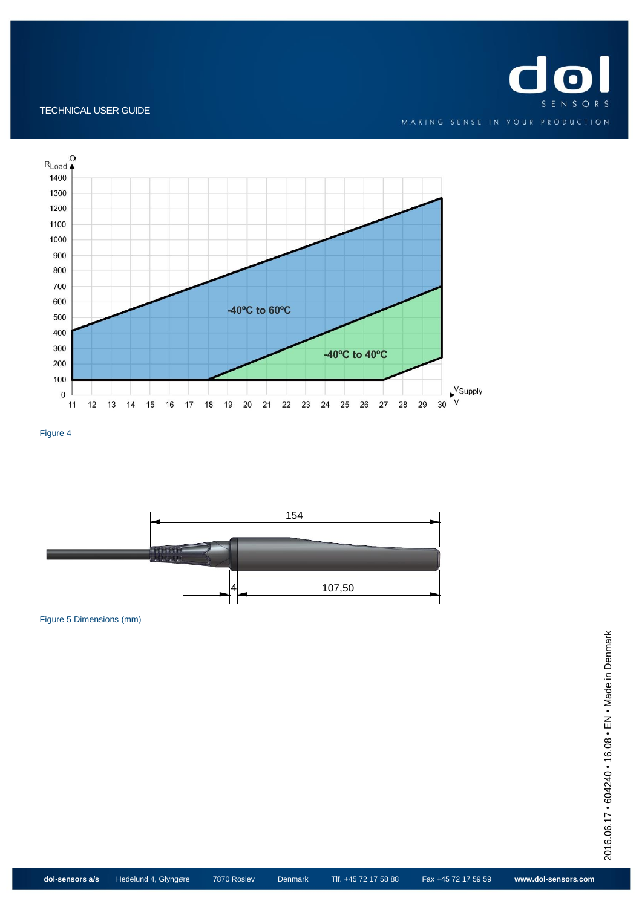$R_{Load}$ Ω

1400
1300
1200
1100
1000
900
800
700
600
500
400
300
200
100
0

11 12 13 14 15 16 17 18 19 20 21 22 23 24 25 26 27 28 29 30

$V_{Supply}$ V

-40ºC to 60ºC

-40ºC to 40ºC

Figure 4

154

4

107,50

Figure 5 Dimensions (mm)

2016.06.17 • 604240 • 16.08 • EN • Made in Denmark